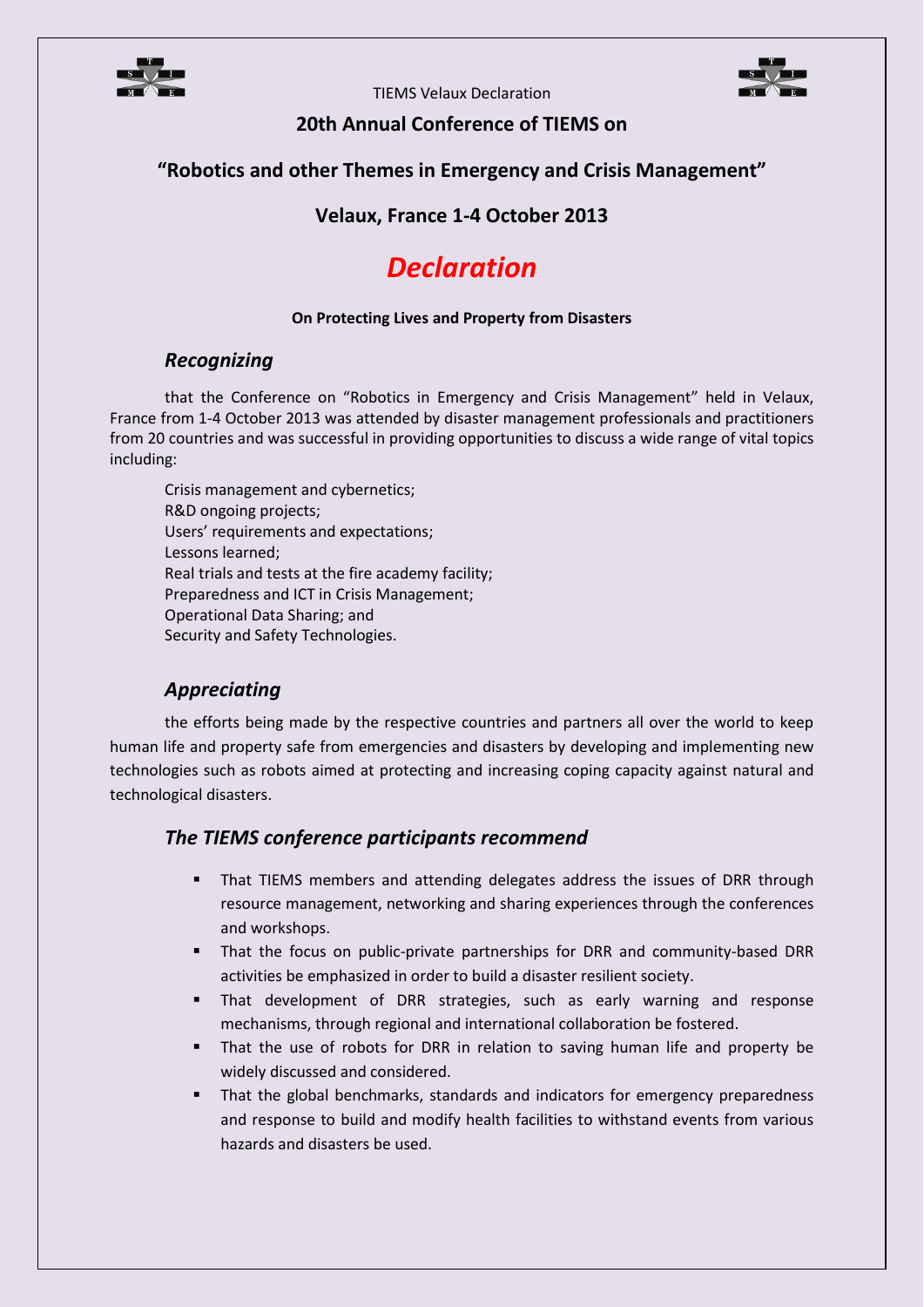## 20th Annual Conference of TIEMS on

## "Robotics and other Themes in Emergency and Crisis Management"

## Velaux, France 1-4 October 2013

# *Declaration*

**On Protecting Lives and Property from Disasters**

### *Recognizing*

that the Conference on "Robotics in Emergency and Crisis Management" held in Velaux, France from 1-4 October 2013 was attended by disaster management professionals and practitioners from 20 countries and was successful in providing opportunities to discuss a wide range of vital topics including:

Crisis management and cybernetics;
R&D ongoing projects;
Users' requirements and expectations;
Lessons learned;
Real trials and tests at the fire academy facility;
Preparedness and ICT in Crisis Management;
Operational Data Sharing; and
Security and Safety Technologies.

### *Appreciating*

the efforts being made by the respective countries and partners all over the world to keep human life and property safe from emergencies and disasters by developing and implementing new technologies such as robots aimed at protecting and increasing coping capacity against natural and technological disasters.

### *The TIEMS conference participants recommend*

- That TIEMS members and attending delegates address the issues of DRR through resource management, networking and sharing experiences through the conferences and workshops.
- That the focus on public-private partnerships for DRR and community-based DRR activities be emphasized in order to build a disaster resilient society.
- That development of DRR strategies, such as early warning and response mechanisms, through regional and international collaboration be fostered.
- That the use of robots for DRR in relation to saving human life and property be widely discussed and considered.
- That the global benchmarks, standards and indicators for emergency preparedness and response to build and modify health facilities to withstand events from various hazards and disasters be used.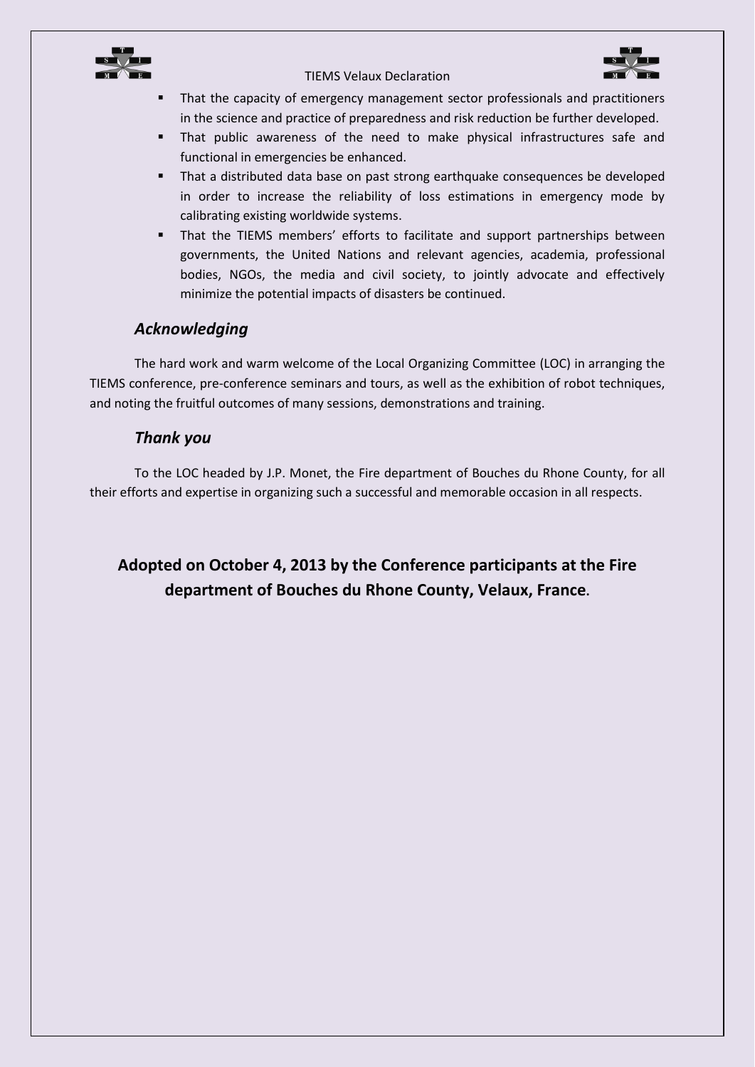- That the capacity of emergency management sector professionals and practitioners in the science and practice of preparedness and risk reduction be further developed.
- That public awareness of the need to make physical infrastructures safe and functional in emergencies be enhanced.
- That a distributed data base on past strong earthquake consequences be developed in order to increase the reliability of loss estimations in emergency mode by calibrating existing worldwide systems.
- That the TIEMS members' efforts to facilitate and support partnerships between governments, the United Nations and relevant agencies, academia, professional bodies, NGOs, the media and civil society, to jointly advocate and effectively minimize the potential impacts of disasters be continued.

### *Acknowledging*

The hard work and warm welcome of the Local Organizing Committee (LOC) in arranging the TIEMS conference, pre-conference seminars and tours, as well as the exhibition of robot techniques, and noting the fruitful outcomes of many sessions, demonstrations and training.

### *Thank you*

To the LOC headed by J.P. Monet, the Fire department of Bouches du Rhone County, for all their efforts and expertise in organizing such a successful and memorable occasion in all respects.

**Adopted on October 4, 2013 by the Conference participants at the Fire department of Bouches du Rhone County, Velaux, France**.